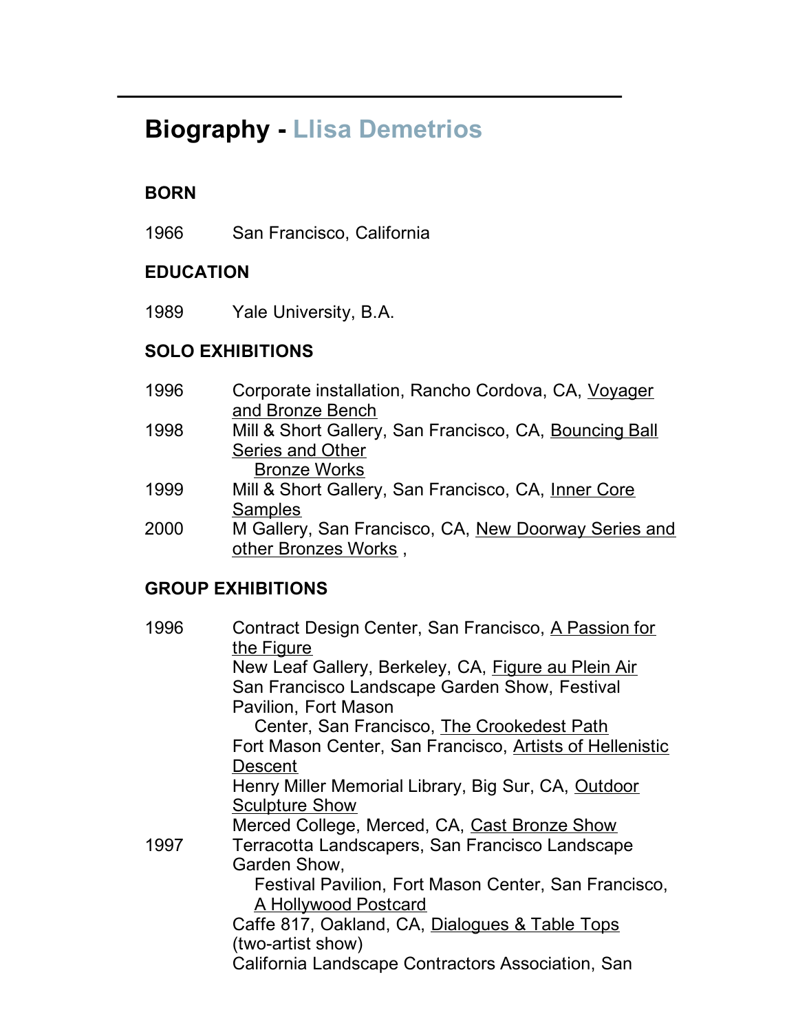# Biography - Llisa Demetrios

### BORN

1966 San Francisco, California

### EDUCATION

1989 Yale University, B.A.

### SOLO EXHIBITIONS

1996 Corporate installation, Rancho Cordova, CA, Voyager and Bronze Bench

1998 Mill & Short Gallery, San Francisco, CA, Bouncing Ball Series and Other Bronze Works

1999 Mill & Short Gallery, San Francisco, CA, Inner Core Samples

2000 M Gallery, San Francisco, CA, New Doorway Series and other Bronzes Works ,

### GROUP EXHIBITIONS

1996 Contract Design Center, San Francisco, A Passion for the Figure

New Leaf Gallery, Berkeley, CA, Figure au Plein Air

San Francisco Landscape Garden Show, Festival Pavilion, Fort Mason Center, San Francisco, The Crookedest Path

Fort Mason Center, San Francisco, Artists of Hellenistic Descent

Henry Miller Memorial Library, Big Sur, CA, Outdoor Sculpture Show

Merced College, Merced, CA, Cast Bronze Show

1997 Terracotta Landscapers, San Francisco Landscape Garden Show, Festival Pavilion, Fort Mason Center, San Francisco, A Hollywood Postcard

Caffe 817, Oakland, CA, Dialogues & Table Tops (two-artist show)

California Landscape Contractors Association, San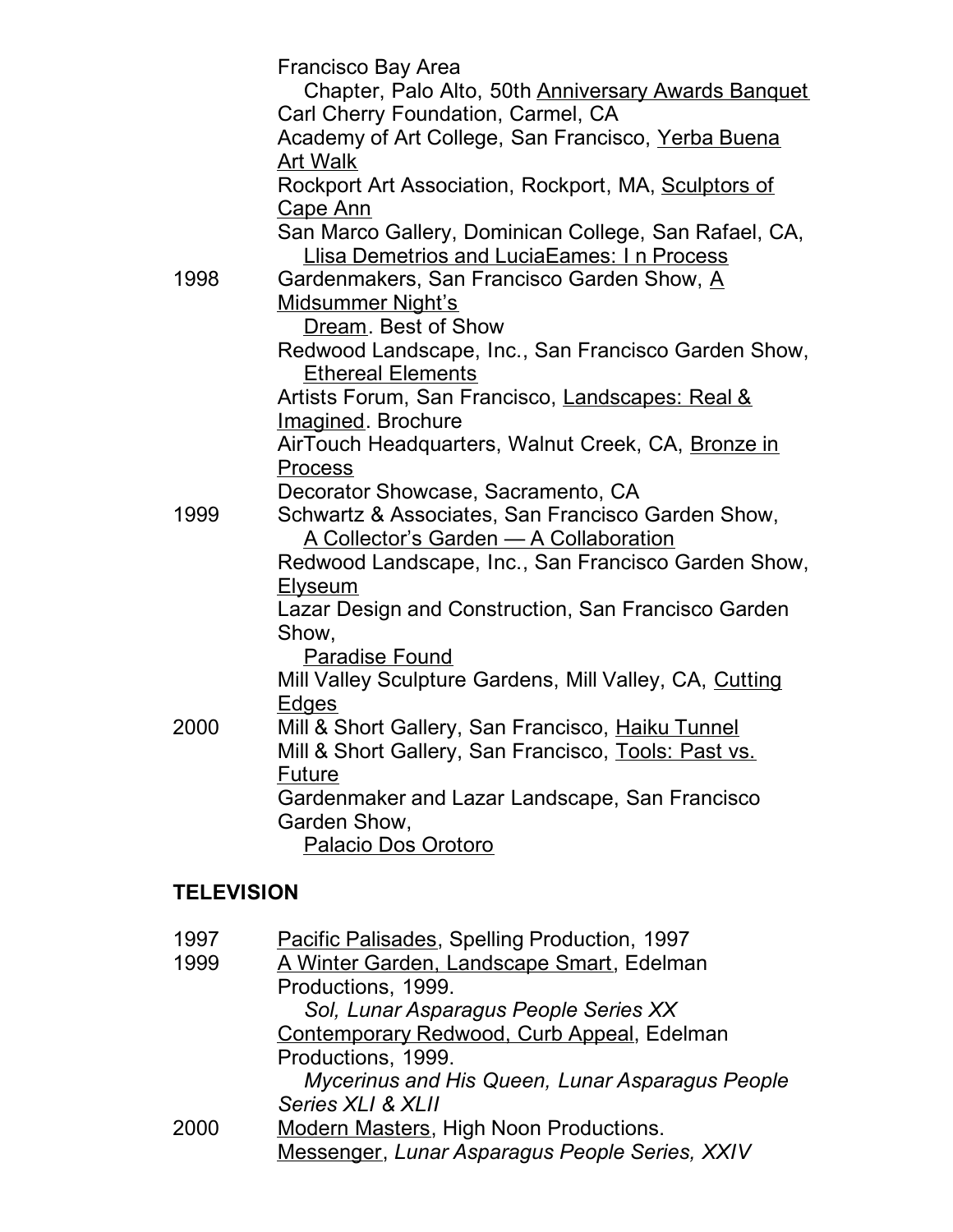Francisco Bay Area
Chapter, Palo Alto, 50th Anniversary Awards Banquet
Carl Cherry Foundation, Carmel, CA
Academy of Art College, San Francisco, Yerba Buena Art Walk
Rockport Art Association, Rockport, MA, Sculptors of Cape Ann
San Marco Gallery, Dominican College, San Rafael, CA, Llisa Demetrios and LuciaEames: I n Process

1998 Gardenmakers, San Francisco Garden Show, A Midsummer Night's Dream. Best of Show
Redwood Landscape, Inc., San Francisco Garden Show, Ethereal Elements
Artists Forum, San Francisco, Landscapes: Real & Imagined. Brochure
AirTouch Headquarters, Walnut Creek, CA, Bronze in Process
Decorator Showcase, Sacramento, CA

1999 Schwartz & Associates, San Francisco Garden Show, A Collector's Garden — A Collaboration
Redwood Landscape, Inc., San Francisco Garden Show, Elyseum
Lazar Design and Construction, San Francisco Garden Show, Paradise Found
Mill Valley Sculpture Gardens, Mill Valley, CA, Cutting Edges

2000 Mill & Short Gallery, San Francisco, Haiku Tunnel
Mill & Short Gallery, San Francisco, Tools: Past vs. Future
Gardenmaker and Lazar Landscape, San Francisco Garden Show, Palacio Dos Orotoro

## TELEVISION

1997 Pacific Palisades, Spelling Production, 1997

1999 A Winter Garden, Landscape Smart, Edelman Productions, 1999.
*Sol, Lunar Asparagus People Series XX*
Contemporary Redwood, Curb Appeal, Edelman Productions, 1999.
*Mycerinus and His Queen, Lunar Asparagus People Series XLI & XLII*

2000 Modern Masters, High Noon Productions.
Messenger, *Lunar Asparagus People Series, XXIV*